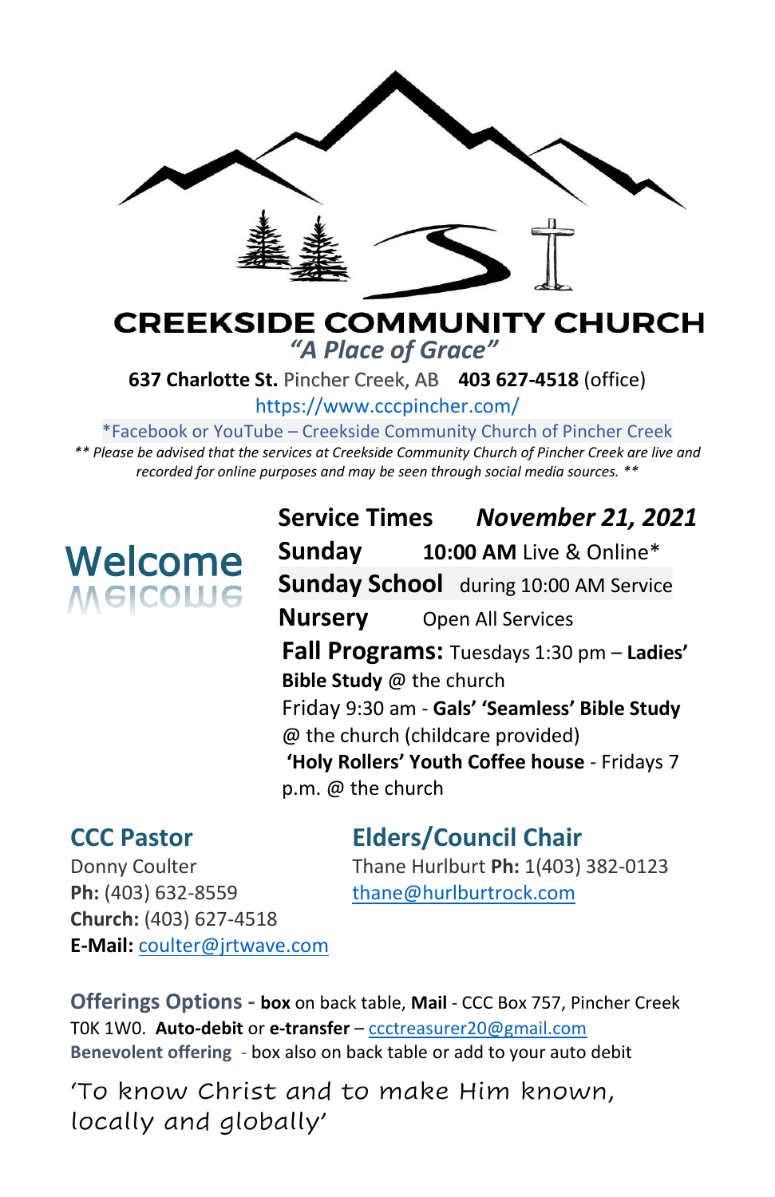# CREEKSIDE COMMUNITY CHURCH

*"A Place of Grace"*

**637 Charlotte St.** Pincher Creek, AB **403 627-4518** (office)

https://www.cccpincher.com/

*Facebook or YouTube – Creekside Community Church of Pincher Creek

*** Please be advised that the services at Creekside Community Church of Pincher Creek are live and recorded for online purposes and may be seen through social media sources. ***

## Welcome

**Service Times** ***November 21, 2021***

**Sunday** **10:00 AM** Live & Online*

**Sunday School** during 10:00 AM Service

**Nursery** Open All Services

**Fall Programs:** Tuesdays 1:30 pm – **Ladies' Bible Study** @ the church

Friday 9:30 am - **Gals' 'Seamless' Bible Study** @ the church (childcare provided)

**'Holy Rollers' Youth Coffee house** - Fridays 7 p.m. @ the church

## CCC Pastor

Donny Coulter

**Ph:** (403) 632-8559

**Church:** (403) 627-4518

**E-Mail:** coulter@jrtwave.com

## Elders/Council Chair

Thane Hurlburt **Ph:** 1(403) 382-0123

thane@hurlburtrock.com

**Offerings Options -** **box** on back table, **Mail** - CCC Box 757, Pincher Creek T0K 1W0. **Auto-debit** or **e-transfer** – ccctreasurer20@gmail.com

**Benevolent offering** - box also on back table or add to your auto debit

'To know Christ and to make Him known, locally and globally'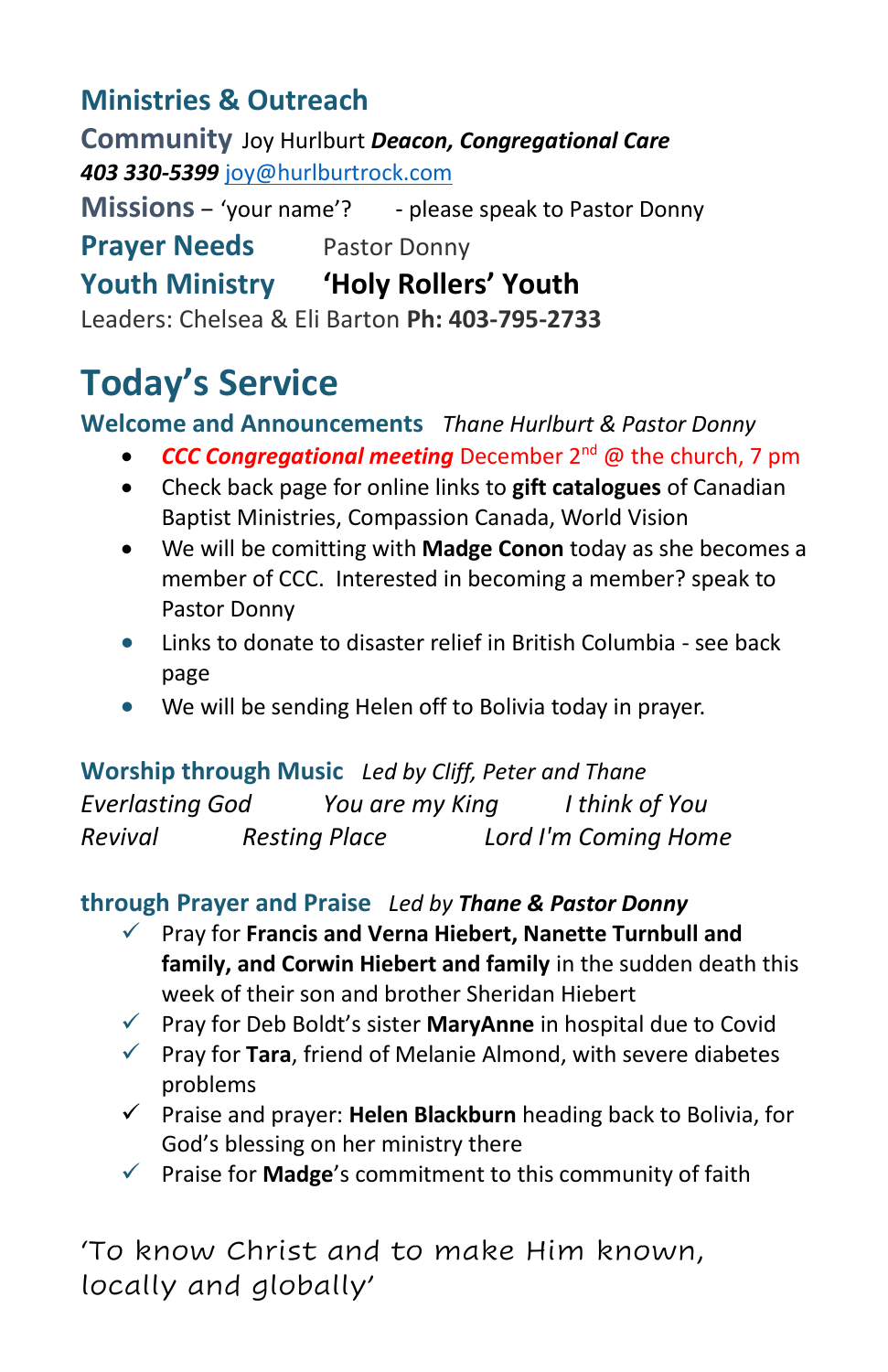## Ministries & Outreach

**Community** Joy Hurlburt ***Deacon, Congregational Care***
***403 330-5399*** joy@hurlburtrock.com

**Missions** – 'your name'? - please speak to Pastor Donny

**Prayer Needs** Pastor Donny

**Youth Ministry** **'Holy Rollers' Youth**
Leaders: Chelsea & Eli Barton **Ph: 403-795-2733**

# Today's Service

**Welcome and Announcements** *Thane Hurlburt & Pastor Donny*

- ***CCC Congregational meeting*** December 2nd @ the church, 7 pm
- Check back page for online links to **gift catalogues** of Canadian Baptist Ministries, Compassion Canada, World Vision
- We will be comitting with **Madge Conon** today as she becomes a member of CCC. Interested in becoming a member? speak to Pastor Donny
- Links to donate to disaster relief in British Columbia - see back page
- We will be sending Helen off to Bolivia today in prayer.

**Worship through Music** *Led by Cliff, Peter and Thane*

*Everlasting God* *You are my King* *I think of You*
*Revival* *Resting Place* *Lord I'm Coming Home*

**through Prayer and Praise** *Led by* ***Thane & Pastor Donny***

- ✓ Pray for **Francis and Verna Hiebert, Nanette Turnbull and family, and Corwin Hiebert and family** in the sudden death this week of their son and brother Sheridan Hiebert
- ✓ Pray for Deb Boldt's sister **MaryAnne** in hospital due to Covid
- ✓ Pray for **Tara**, friend of Melanie Almond, with severe diabetes problems
- ✓ Praise and prayer: **Helen Blackburn** heading back to Bolivia, for God's blessing on her ministry there
- ✓ Praise for **Madge**'s commitment to this community of faith

'To know Christ and to make Him known, locally and globally'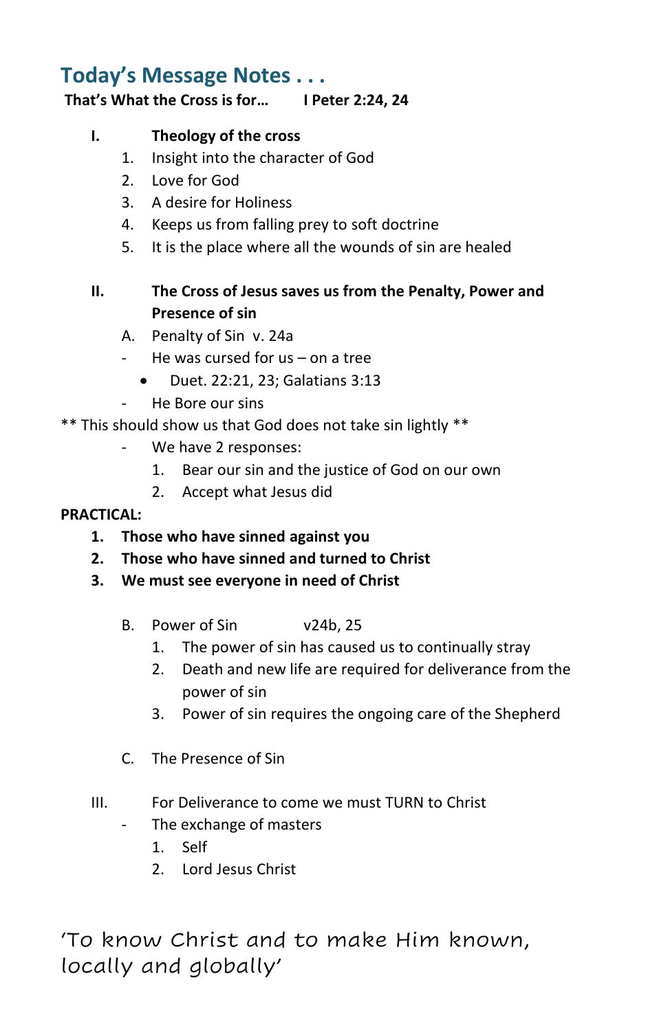## Today's Message Notes . . .

**That's What the Cross is for… I Peter 2:24, 24**

**I. Theology of the cross**

1. Insight into the character of God
2. Love for God
3. A desire for Holiness
4. Keeps us from falling prey to soft doctrine
5. It is the place where all the wounds of sin are healed

**II. The Cross of Jesus saves us from the Penalty, Power and Presence of sin**

A. Penalty of Sin v. 24a

- He was cursed for us – on a tree
    - Duet. 22:21, 23; Galatians 3:13
- He Bore our sins

** This should show us that God does not take sin lightly **

- We have 2 responses:
    1. Bear our sin and the justice of God on our own
    2. Accept what Jesus did

**PRACTICAL:**

1. **Those who have sinned against you**
2. **Those who have sinned and turned to Christ**
3. **We must see everyone in need of Christ**

B. Power of Sin v24b, 25

1. The power of sin has caused us to continually stray
2. Death and new life are required for deliverance from the power of sin
3. Power of sin requires the ongoing care of the Shepherd

C. The Presence of Sin

III. For Deliverance to come we must TURN to Christ

- The exchange of masters
    1. Self
    2. Lord Jesus Christ

'To know Christ and to make Him known, locally and globally'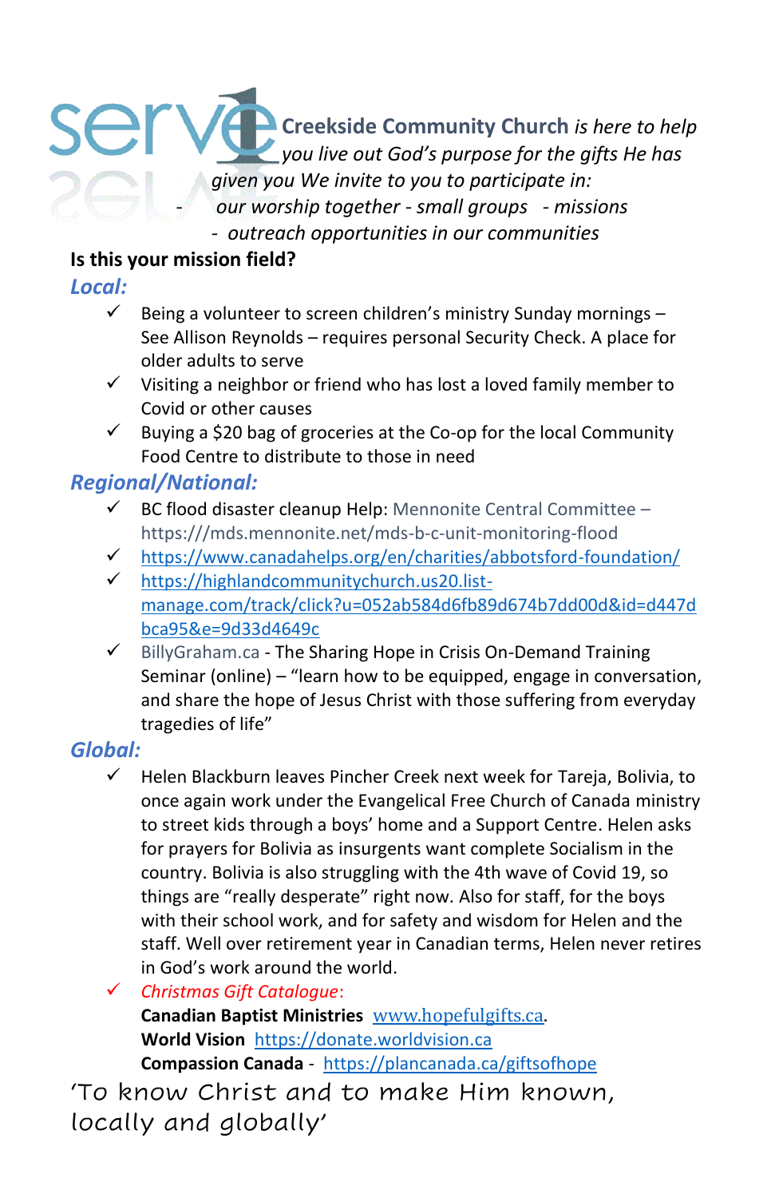serve

**Creekside Community Church** *is here to help you live out God's purpose for the gifts He has given you We invite to you to participate in:*

- *our worship together - small groups - missions*
- *outreach opportunities in our communities*

**Is this your mission field?**

## *Local:*

- ✓ Being a volunteer to screen children's ministry Sunday mornings – See Allison Reynolds – requires personal Security Check. A place for older adults to serve
- ✓ Visiting a neighbor or friend who has lost a loved family member to Covid or other causes
- ✓ Buying a $20 bag of groceries at the Co-op for the local Community Food Centre to distribute to those in need

## *Regional/National:*

- ✓ BC flood disaster cleanup Help: Mennonite Central Committee – https:///mds.mennonite.net/mds-b-c-unit-monitoring-flood
- ✓ https://www.canadahelps.org/en/charities/abbotsford-foundation/
- ✓ https://highlandcommunitychurch.us20.list-manage.com/track/click?u=052ab584d6fb89d674b7dd00d&id=d447dbca95&e=9d33d4649c
- ✓ BillyGraham.ca - The Sharing Hope in Crisis On-Demand Training Seminar (online) – "learn how to be equipped, engage in conversation, and share the hope of Jesus Christ with those suffering from everyday tragedies of life"

## *Global:*

- ✓ Helen Blackburn leaves Pincher Creek next week for Tareja, Bolivia, to once again work under the Evangelical Free Church of Canada ministry to street kids through a boys' home and a Support Centre. Helen asks for prayers for Bolivia as insurgents want complete Socialism in the country. Bolivia is also struggling with the 4th wave of Covid 19, so things are "really desperate" right now. Also for staff, for the boys with their school work, and for safety and wisdom for Helen and the staff. Well over retirement year in Canadian terms, Helen never retires in God's work around the world.
- ✓ *Christmas Gift Catalogue*:
  **Canadian Baptist Ministries** www.hopefulgifts.ca.
  **World Vision** https://donate.worldvision.ca
  **Compassion Canada** - https://plancanada.ca/giftsofhope

'To know Christ and to make Him known, locally and globally'